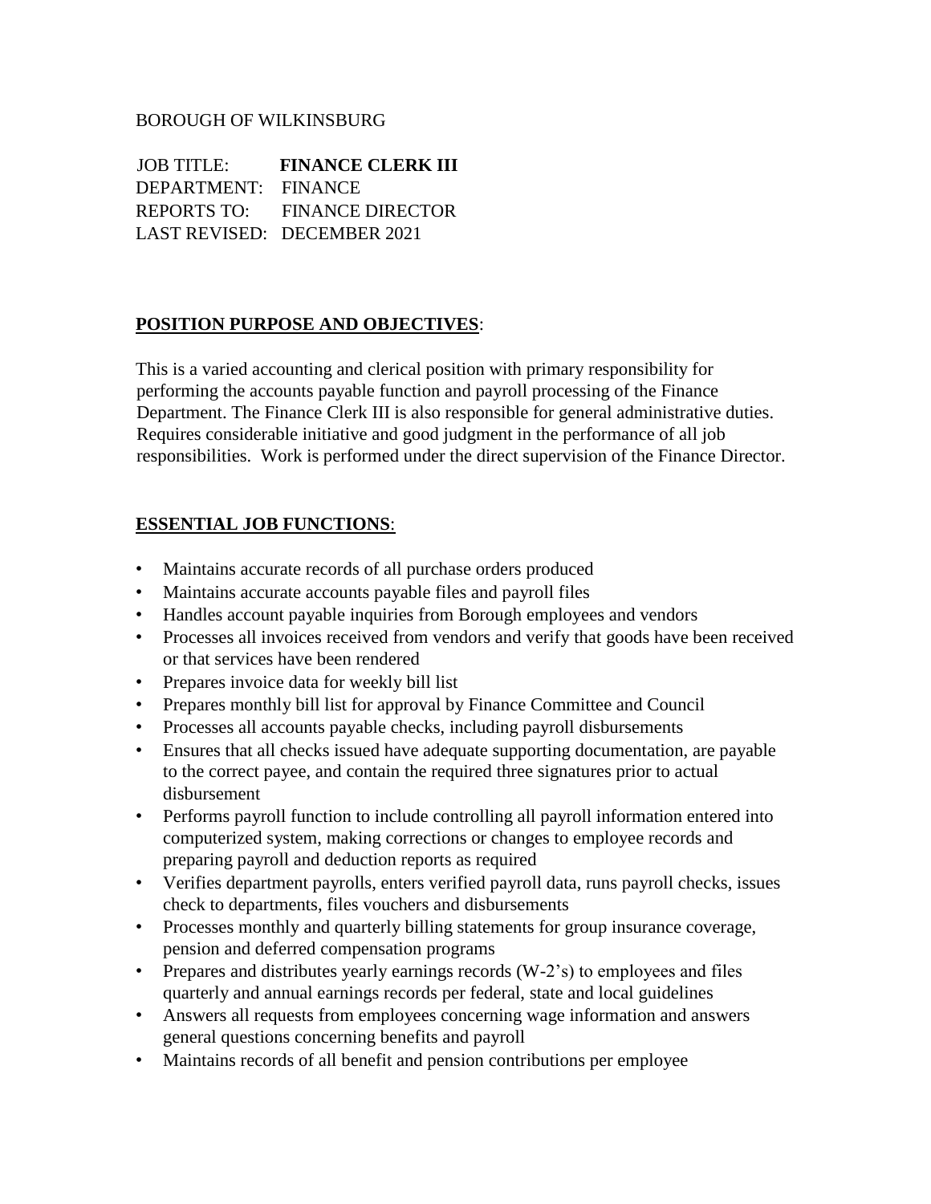BOROUGH OF WILKINSBURG

JOB TITLE: **FINANCE CLERK III**
DEPARTMENT: FINANCE
REPORTS TO: FINANCE DIRECTOR
LAST REVISED: DECEMBER 2021

**POSITION PURPOSE AND OBJECTIVES**:

This is a varied accounting and clerical position with primary responsibility for performing the accounts payable function and payroll processing of the Finance Department. The Finance Clerk III is also responsible for general administrative duties. Requires considerable initiative and good judgment in the performance of all job responsibilities. Work is performed under the direct supervision of the Finance Director.

**ESSENTIAL JOB FUNCTIONS**:

- Maintains accurate records of all purchase orders produced
- Maintains accurate accounts payable files and payroll files
- Handles account payable inquiries from Borough employees and vendors
- Processes all invoices received from vendors and verify that goods have been received or that services have been rendered
- Prepares invoice data for weekly bill list
- Prepares monthly bill list for approval by Finance Committee and Council
- Processes all accounts payable checks, including payroll disbursements
- Ensures that all checks issued have adequate supporting documentation, are payable to the correct payee, and contain the required three signatures prior to actual disbursement
- Performs payroll function to include controlling all payroll information entered into computerized system, making corrections or changes to employee records and preparing payroll and deduction reports as required
- Verifies department payrolls, enters verified payroll data, runs payroll checks, issues check to departments, files vouchers and disbursements
- Processes monthly and quarterly billing statements for group insurance coverage, pension and deferred compensation programs
- Prepares and distributes yearly earnings records (W-2's) to employees and files quarterly and annual earnings records per federal, state and local guidelines
- Answers all requests from employees concerning wage information and answers general questions concerning benefits and payroll
- Maintains records of all benefit and pension contributions per employee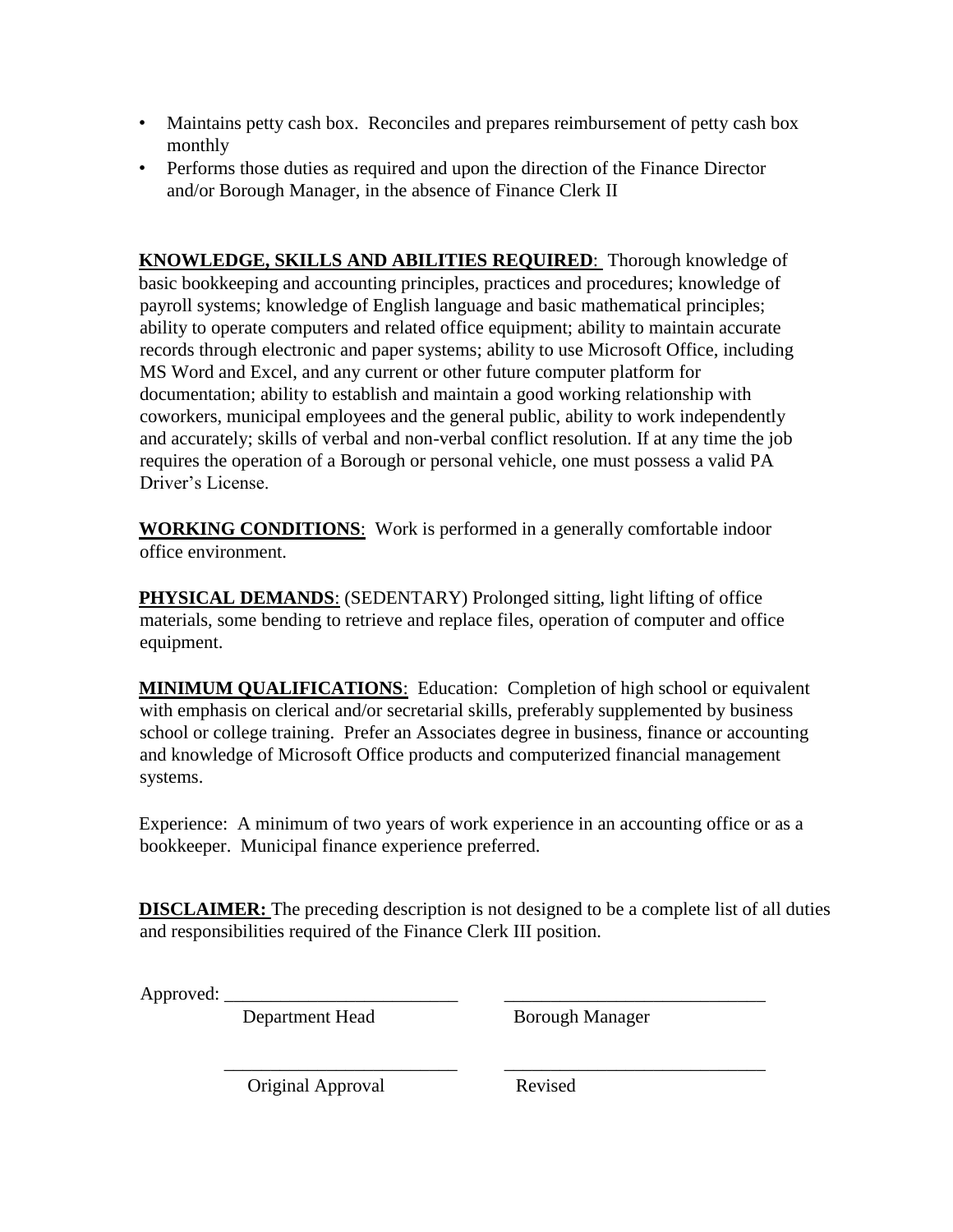- Maintains petty cash box. Reconciles and prepares reimbursement of petty cash box monthly
- Performs those duties as required and upon the direction of the Finance Director and/or Borough Manager, in the absence of Finance Clerk II

**KNOWLEDGE, SKILLS AND ABILITIES REQUIRED**: Thorough knowledge of basic bookkeeping and accounting principles, practices and procedures; knowledge of payroll systems; knowledge of English language and basic mathematical principles; ability to operate computers and related office equipment; ability to maintain accurate records through electronic and paper systems; ability to use Microsoft Office, including MS Word and Excel, and any current or other future computer platform for documentation; ability to establish and maintain a good working relationship with coworkers, municipal employees and the general public, ability to work independently and accurately; skills of verbal and non-verbal conflict resolution. If at any time the job requires the operation of a Borough or personal vehicle, one must possess a valid PA Driver's License.

**WORKING CONDITIONS**: Work is performed in a generally comfortable indoor office environment.

**PHYSICAL DEMANDS**: (SEDENTARY) Prolonged sitting, light lifting of office materials, some bending to retrieve and replace files, operation of computer and office equipment.

**MINIMUM QUALIFICATIONS**: Education: Completion of high school or equivalent with emphasis on clerical and/or secretarial skills, preferably supplemented by business school or college training. Prefer an Associates degree in business, finance or accounting and knowledge of Microsoft Office products and computerized financial management systems.

Experience: A minimum of two years of work experience in an accounting office or as a bookkeeper. Municipal finance experience preferred.

**DISCLAIMER:** The preceding description is not designed to be a complete list of all duties and responsibilities required of the Finance Clerk III position.

Approved: \_\_\_\_\_\_\_\_\_\_\_\_\_\_\_\_\_\_\_\_\_\_\_\_\_ \_\_\_\_\_\_\_\_\_\_\_\_\_\_\_\_\_\_\_\_\_\_\_\_\_\_\_\_

Department Head Borough Manager

\_\_\_\_\_\_\_\_\_\_\_\_\_\_\_\_\_\_\_\_\_\_\_\_\_ \_\_\_\_\_\_\_\_\_\_\_\_\_\_\_\_\_\_\_\_\_\_\_\_\_\_\_\_

Original Approval Revised